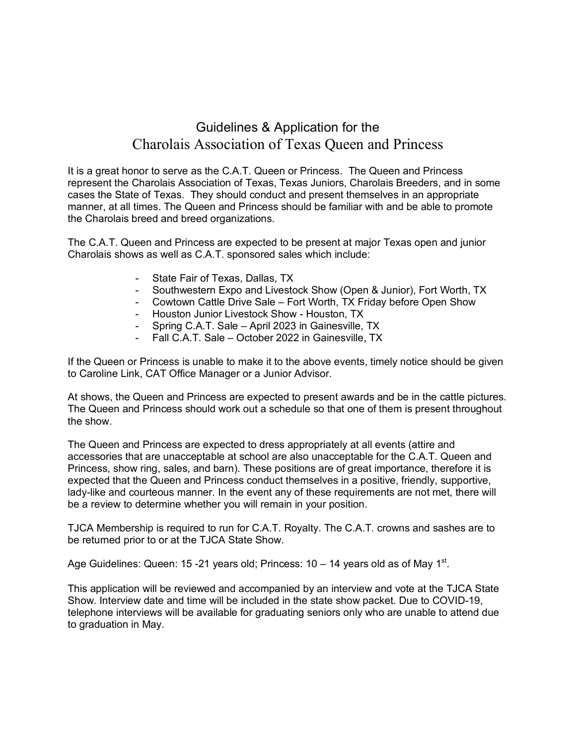# Guidelines & Application for the
# Charolais Association of Texas Queen and Princess

It is a great honor to serve as the C.A.T. Queen or Princess. The Queen and Princess represent the Charolais Association of Texas, Texas Juniors, Charolais Breeders, and in some cases the State of Texas. They should conduct and present themselves in an appropriate manner, at all times. The Queen and Princess should be familiar with and be able to promote the Charolais breed and breed organizations.

The C.A.T. Queen and Princess are expected to be present at major Texas open and junior Charolais shows as well as C.A.T. sponsored sales which include:

- State Fair of Texas, Dallas, TX
- Southwestern Expo and Livestock Show (Open & Junior), Fort Worth, TX
- Cowtown Cattle Drive Sale – Fort Worth, TX Friday before Open Show
- Houston Junior Livestock Show - Houston, TX
- Spring C.A.T. Sale – April 2023 in Gainesville, TX
- Fall C.A.T. Sale – October 2022 in Gainesville, TX

If the Queen or Princess is unable to make it to the above events, timely notice should be given to Caroline Link, CAT Office Manager or a Junior Advisor.

At shows, the Queen and Princess are expected to present awards and be in the cattle pictures. The Queen and Princess should work out a schedule so that one of them is present throughout the show.

The Queen and Princess are expected to dress appropriately at all events (attire and accessories that are unacceptable at school are also unacceptable for the C.A.T. Queen and Princess, show ring, sales, and barn). These positions are of great importance, therefore it is expected that the Queen and Princess conduct themselves in a positive, friendly, supportive, lady-like and courteous manner. In the event any of these requirements are not met, there will be a review to determine whether you will remain in your position.

TJCA Membership is required to run for C.A.T. Royalty. The C.A.T. crowns and sashes are to be returned prior to or at the TJCA State Show.

Age Guidelines: Queen: 15 -21 years old; Princess: 10 – 14 years old as of May 1st.

This application will be reviewed and accompanied by an interview and vote at the TJCA State Show. Interview date and time will be included in the state show packet. Due to COVID-19, telephone interviews will be available for graduating seniors only who are unable to attend due to graduation in May.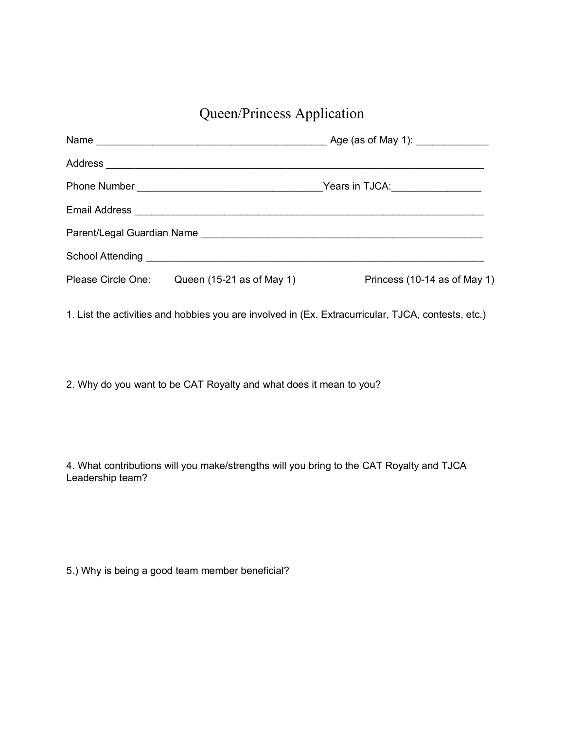# Queen/Princess Application

Name ________________________________________ Age (as of May 1): ____________

Address ________________________________________________________________

Phone Number ________________________________Years in TJCA:_______________

Email Address ____________________________________________________________

Parent/Legal Guardian Name _______________________________________________

School Attending __________________________________________________________

Please Circle One: Queen (15-21 as of May 1) Princess (10-14 as of May 1)

1. List the activities and hobbies you are involved in (Ex. Extracurricular, TJCA, contests, etc.)

2. Why do you want to be CAT Royalty and what does it mean to you?

4. What contributions will you make/strengths will you bring to the CAT Royalty and TJCA Leadership team?

5.) Why is being a good team member beneficial?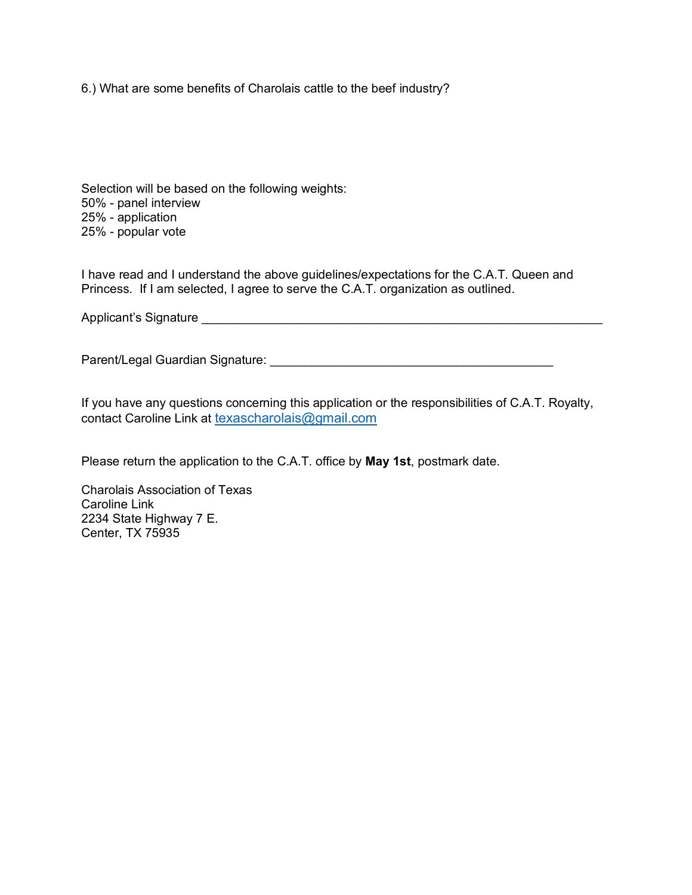6.) What are some benefits of Charolais cattle to the beef industry?

Selection will be based on the following weights:
50% - panel interview
25% - application
25% - popular vote

I have read and I understand the above guidelines/expectations for the C.A.T. Queen and Princess. If I am selected, I agree to serve the C.A.T. organization as outlined.

Applicant's Signature ___________________________________________________________

Parent/Legal Guardian Signature: __________________________________________

If you have any questions concerning this application or the responsibilities of C.A.T. Royalty, contact Caroline Link at texascharolais@gmail.com

Please return the application to the C.A.T. office by **May 1st**, postmark date.

Charolais Association of Texas
Caroline Link
2234 State Highway 7 E.
Center, TX 75935